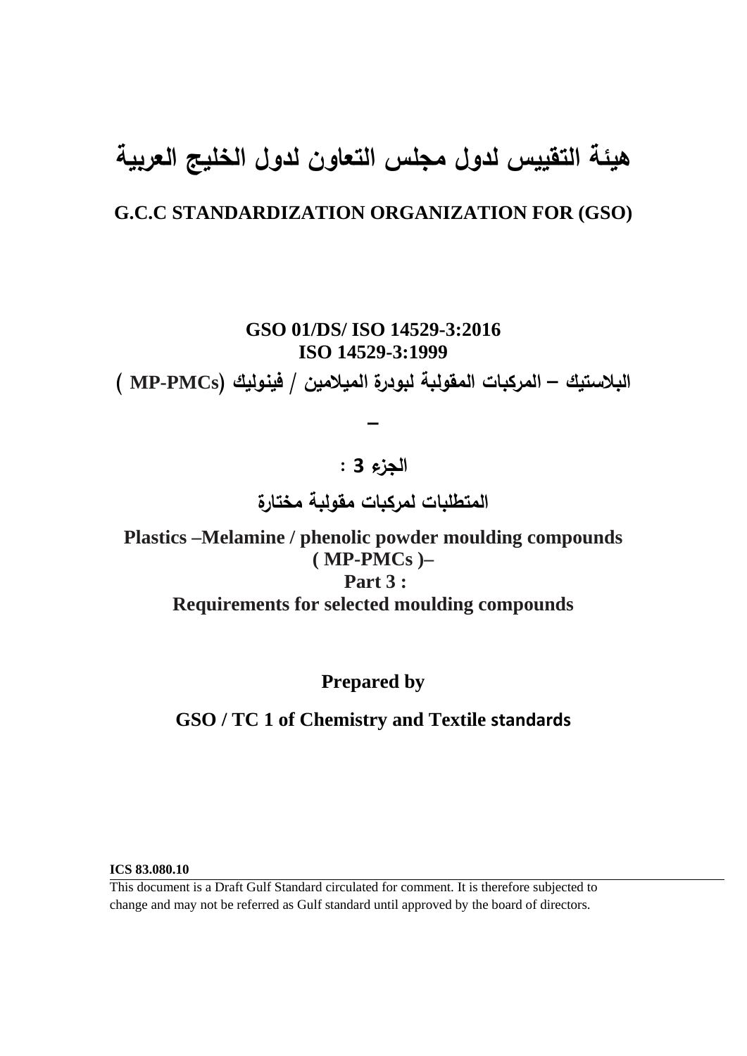# هيئة التقييس لدول مجلس التعاون لدول الخليج العربية

## G.C.C STANDARDIZATION ORGANIZATION FOR (GSO)

**GSO 01/DS/ ISO 14529-3:2016**
**ISO 14529-3:1999**

**البلاستيك – المركبات المقولبة لبودرة الميلامين / فينوليك (MP-PMCs )**

**–**

**الجزء 3 :**

**المتطلبات لمركبات مقولبة مختارة**

**Plastics –Melamine / phenolic powder moulding compounds ( MP-PMCs )–**
**Part 3 :**
**Requirements for selected moulding compounds**

**Prepared by**

**GSO / TC 1 of Chemistry and Textile standards**

**ICS 83.080.10**

This document is a Draft Gulf Standard circulated for comment. It is therefore subjected to change and may not be referred as Gulf standard until approved by the board of directors.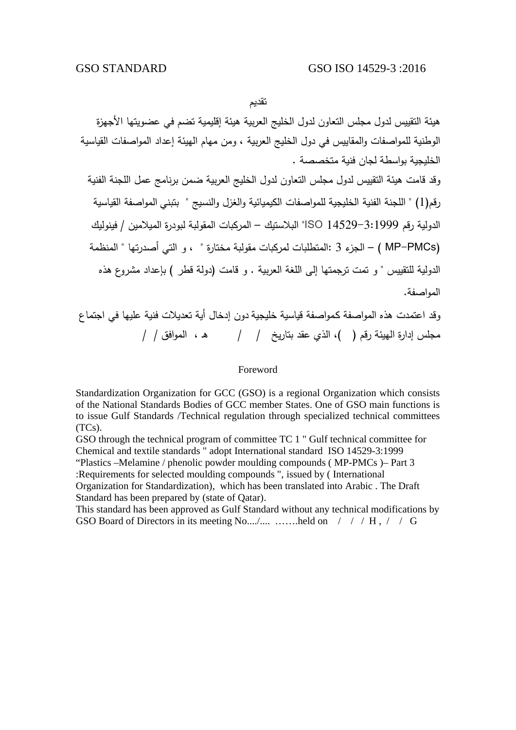GSO STANDARD GSO ISO 14529-3 :2016

## تقديم

هيئة التقييس لدول مجلس التعاون لدول الخليج العربية هيئة إقليمية تضم في عضويتها الأجهزة الوطنية للمواصفات والمقاييس في دول الخليج العربية ، ومن مهام الهيئة إعداد المواصفات القياسية الخليجية بواسطة لجان فنية متخصصة .

وقد قامت هيئة التقييس لدول مجلس التعاون لدول الخليج العربية ضمن برنامج عمل اللجنة الفنية رقم(1) " اللجنة الفنية الخليجية للمواصفات الكيميائية والغزل والنسيج " بتبني المواصفة القياسية الدولية رقم ISO 14529-3:1999" البلاستيك – المركبات المقولبة لبودرة الميلامين / فينوليك (MP-PMCs ) – الجزء 3 :المتطلبات لمركبات مقولبة مختارة " ، و التي أصدرتها " المنظمة الدولية للتقييس " و تمت ترجمتها إلى اللغة العربية . و قامت (دولة قطر ) بإعداد مشروع هذه المواصفة.

وقد اعتمدت هذه المواصفة كمواصفة قياسية خليجية دون إدخال أية تعديلات فنية عليها في اجتماع مجلس إدارة الهيئة رقم ( )، الذي عقد بتاريخ / / هـ ، الموافق / /

## Foreword

Standardization Organization for GCC (GSO) is a regional Organization which consists of the National Standards Bodies of GCC member States. One of GSO main functions is to issue Gulf Standards /Technical regulation through specialized technical committees (TCs).

GSO through the technical program of committee TC 1 " Gulf technical committee for Chemical and textile standards " adopt International standard ISO 14529-3:1999 "Plastics –Melamine / phenolic powder moulding compounds ( MP-PMCs )– Part 3 :Requirements for selected moulding compounds ", issued by ( International Organization for Standardization), which has been translated into Arabic . The Draft Standard has been prepared by (state of Qatar).

This standard has been approved as Gulf Standard without any technical modifications by GSO Board of Directors in its meeting No..../.... …….held on / / / H , / / G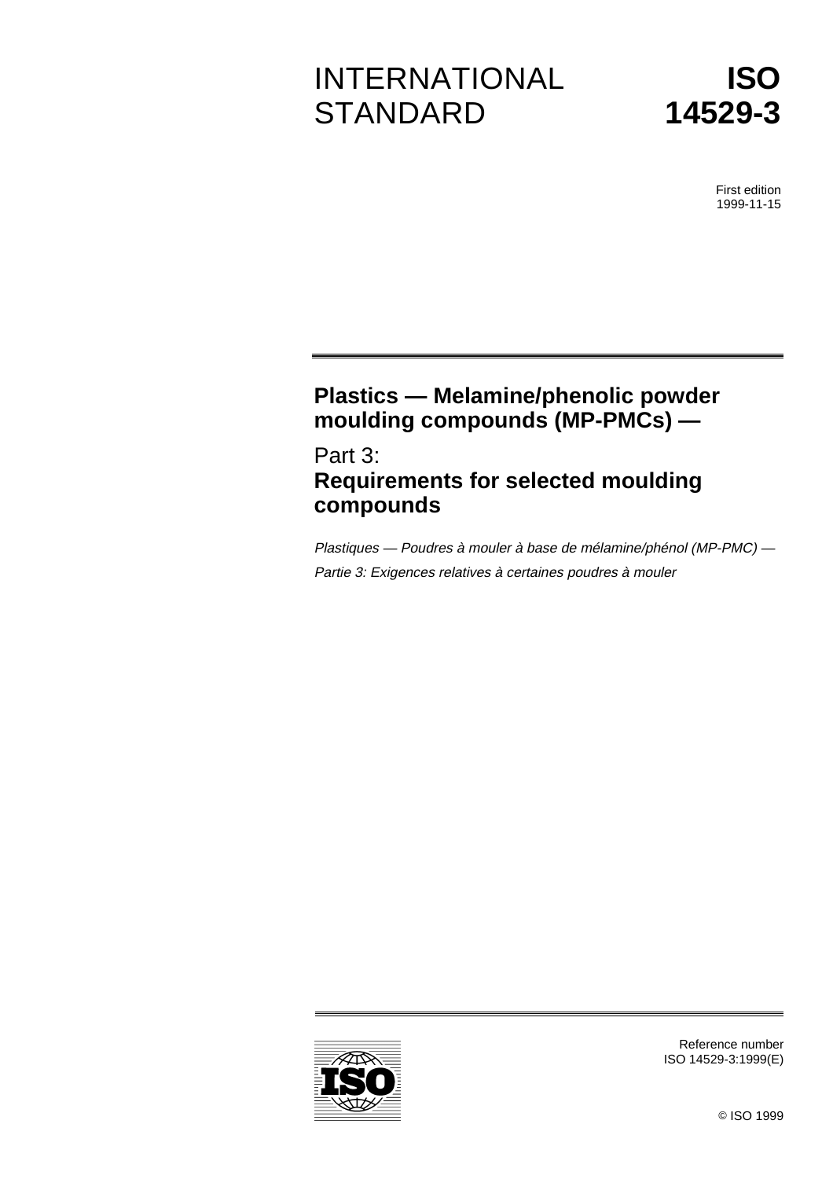# INTERNATIONAL STANDARD

# ISO 14529-3

First edition
1999-11-15

## Plastics — Melamine/phenolic powder moulding compounds (MP-PMCs) —

## Part 3: Requirements for selected moulding compounds

*Plastiques — Poudres à mouler à base de mélamine/phénol (MP-PMC) —*

*Partie 3: Exigences relatives à certaines poudres à mouler*

Reference number
ISO 14529-3:1999(E)

© ISO 1999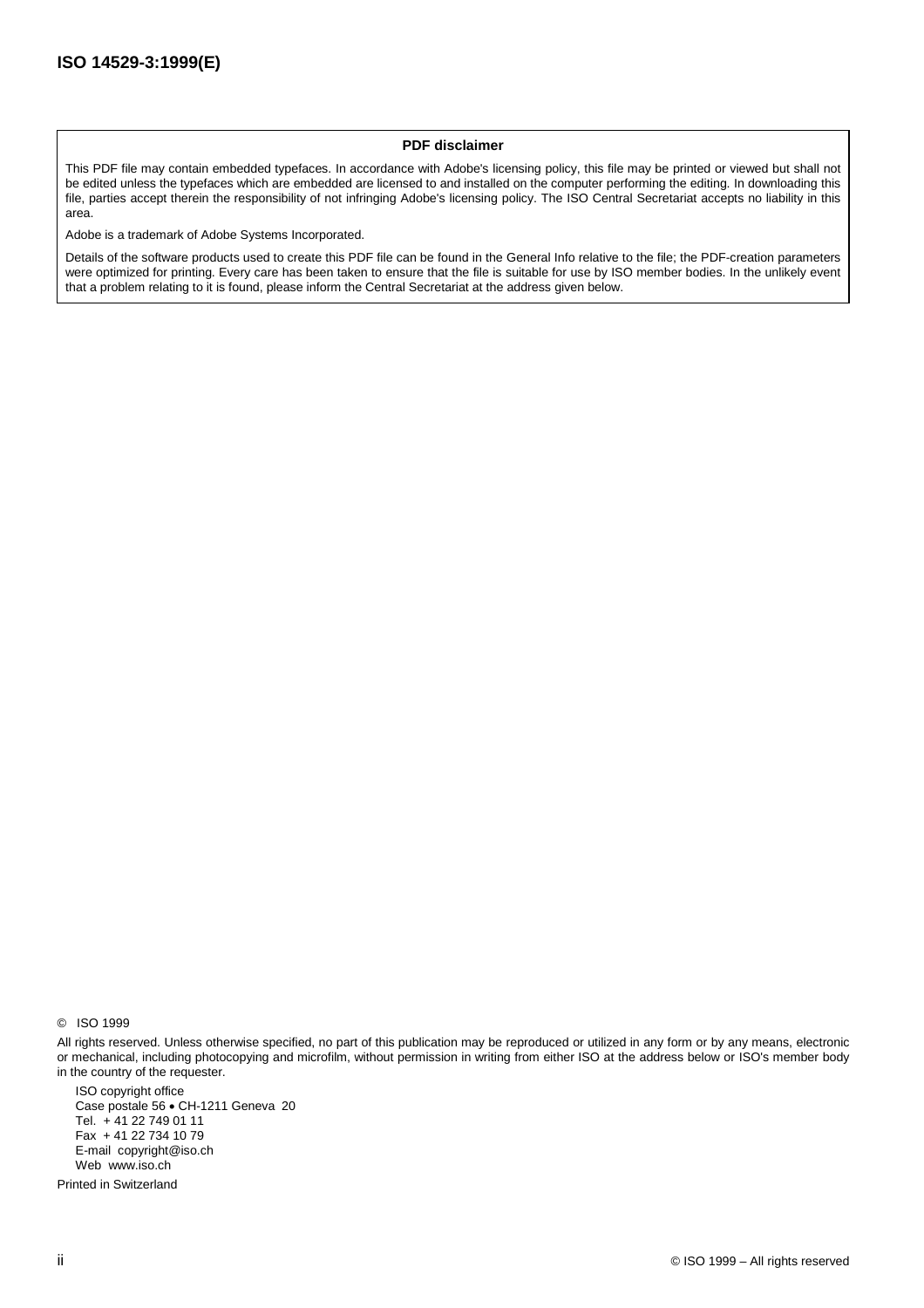**PDF disclaimer**

This PDF file may contain embedded typefaces. In accordance with Adobe's licensing policy, this file may be printed or viewed but shall not be edited unless the typefaces which are embedded are licensed to and installed on the computer performing the editing. In downloading this file, parties accept therein the responsibility of not infringing Adobe's licensing policy. The ISO Central Secretariat accepts no liability in this area.

Adobe is a trademark of Adobe Systems Incorporated.

Details of the software products used to create this PDF file can be found in the General Info relative to the file; the PDF-creation parameters were optimized for printing. Every care has been taken to ensure that the file is suitable for use by ISO member bodies. In the unlikely event that a problem relating to it is found, please inform the Central Secretariat at the address given below.

© ISO 1999

All rights reserved. Unless otherwise specified, no part of this publication may be reproduced or utilized in any form or by any means, electronic or mechanical, including photocopying and microfilm, without permission in writing from either ISO at the address below or ISO's member body in the country of the requester.

ISO copyright office
Case postale 56 • CH-1211 Geneva 20
Tel. + 41 22 749 01 11
Fax + 41 22 734 10 79
E-mail copyright@iso.ch
Web www.iso.ch

Printed in Switzerland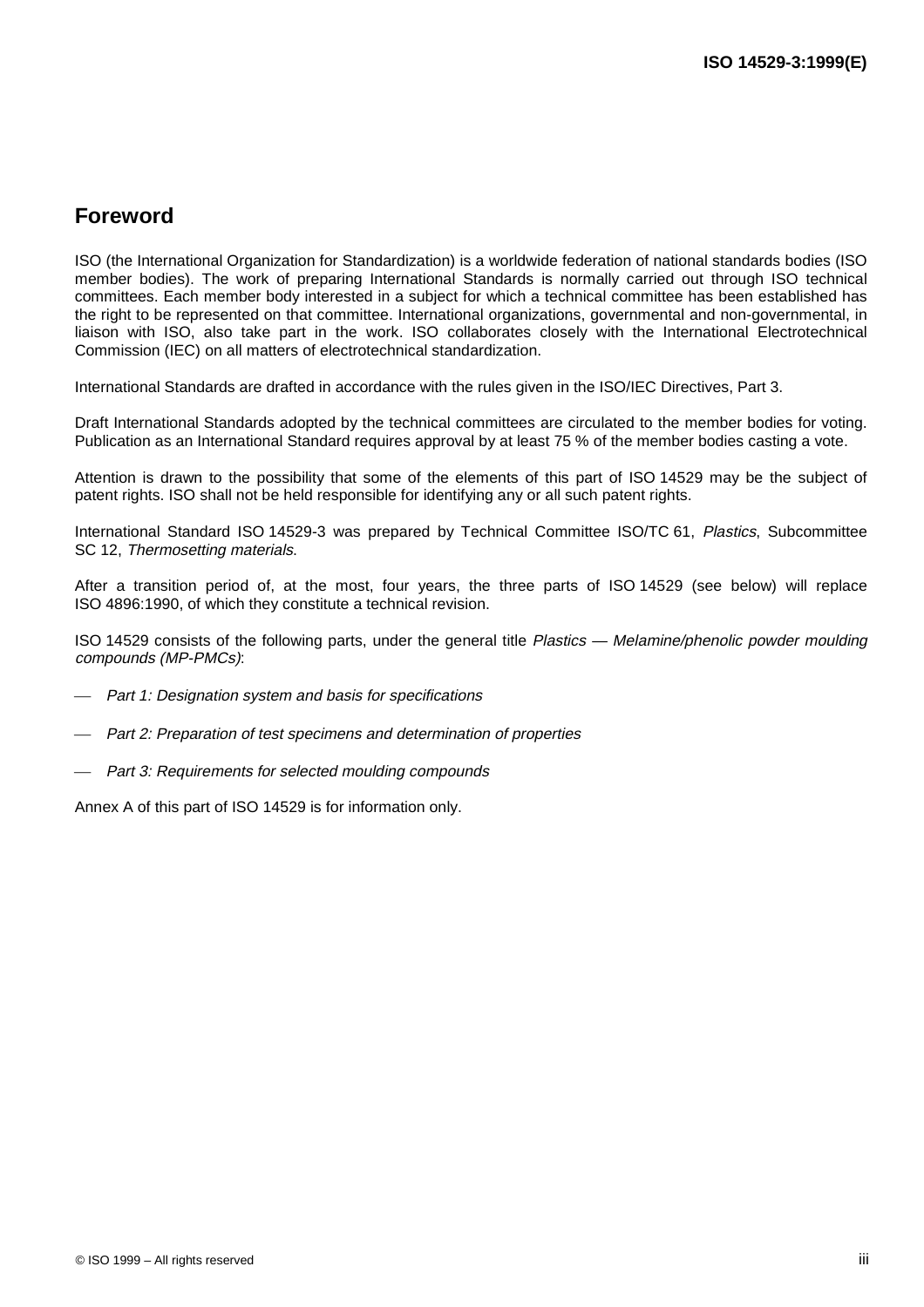## Foreword

ISO (the International Organization for Standardization) is a worldwide federation of national standards bodies (ISO member bodies). The work of preparing International Standards is normally carried out through ISO technical committees. Each member body interested in a subject for which a technical committee has been established has the right to be represented on that committee. International organizations, governmental and non-governmental, in liaison with ISO, also take part in the work. ISO collaborates closely with the International Electrotechnical Commission (IEC) on all matters of electrotechnical standardization.

International Standards are drafted in accordance with the rules given in the ISO/IEC Directives, Part 3.

Draft International Standards adopted by the technical committees are circulated to the member bodies for voting. Publication as an International Standard requires approval by at least 75 % of the member bodies casting a vote.

Attention is drawn to the possibility that some of the elements of this part of ISO 14529 may be the subject of patent rights. ISO shall not be held responsible for identifying any or all such patent rights.

International Standard ISO 14529-3 was prepared by Technical Committee ISO/TC 61, *Plastics*, Subcommittee SC 12, *Thermosetting materials*.

After a transition period of, at the most, four years, the three parts of ISO 14529 (see below) will replace ISO 4896:1990, of which they constitute a technical revision.

ISO 14529 consists of the following parts, under the general title *Plastics — Melamine/phenolic powder moulding compounds (MP-PMCs)*:

— *Part 1: Designation system and basis for specifications*

— *Part 2: Preparation of test specimens and determination of properties*

— *Part 3: Requirements for selected moulding compounds*

Annex A of this part of ISO 14529 is for information only.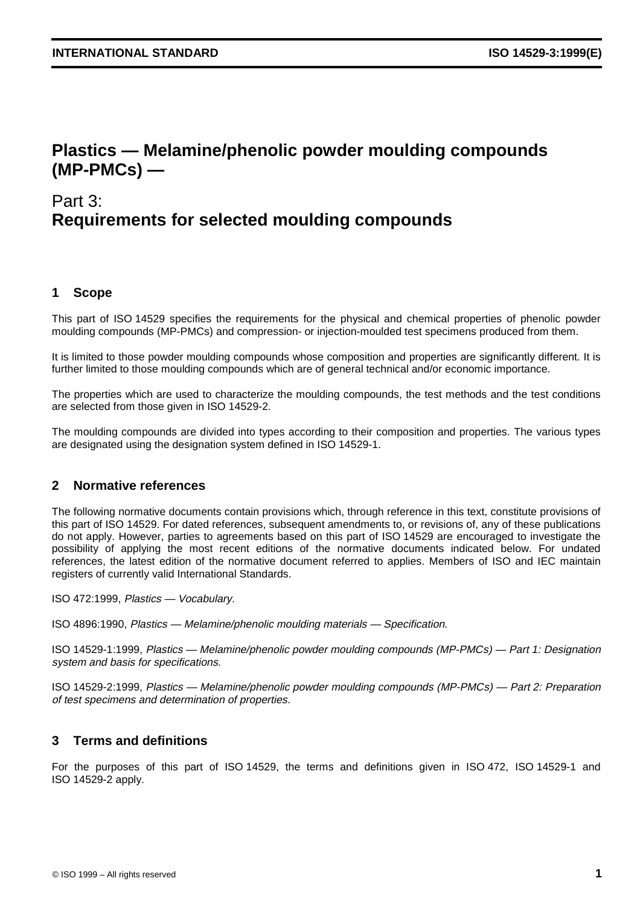# Plastics — Melamine/phenolic powder moulding compounds (MP-PMCs) —

## Part 3: Requirements for selected moulding compounds

## 1 Scope

This part of ISO 14529 specifies the requirements for the physical and chemical properties of phenolic powder moulding compounds (MP-PMCs) and compression- or injection-moulded test specimens produced from them.

It is limited to those powder moulding compounds whose composition and properties are significantly different. It is further limited to those moulding compounds which are of general technical and/or economic importance.

The properties which are used to characterize the moulding compounds, the test methods and the test conditions are selected from those given in ISO 14529-2.

The moulding compounds are divided into types according to their composition and properties. The various types are designated using the designation system defined in ISO 14529-1.

## 2 Normative references

The following normative documents contain provisions which, through reference in this text, constitute provisions of this part of ISO 14529. For dated references, subsequent amendments to, or revisions of, any of these publications do not apply. However, parties to agreements based on this part of ISO 14529 are encouraged to investigate the possibility of applying the most recent editions of the normative documents indicated below. For undated references, the latest edition of the normative document referred to applies. Members of ISO and IEC maintain registers of currently valid International Standards.

ISO 472:1999, *Plastics — Vocabulary.*

ISO 4896:1990, *Plastics — Melamine/phenolic moulding materials — Specification.*

ISO 14529-1:1999, *Plastics — Melamine/phenolic powder moulding compounds (MP-PMCs) — Part 1: Designation system and basis for specifications.*

ISO 14529-2:1999, *Plastics — Melamine/phenolic powder moulding compounds (MP-PMCs) — Part 2: Preparation of test specimens and determination of properties.*

## 3 Terms and definitions

For the purposes of this part of ISO 14529, the terms and definitions given in ISO 472, ISO 14529-1 and ISO 14529-2 apply.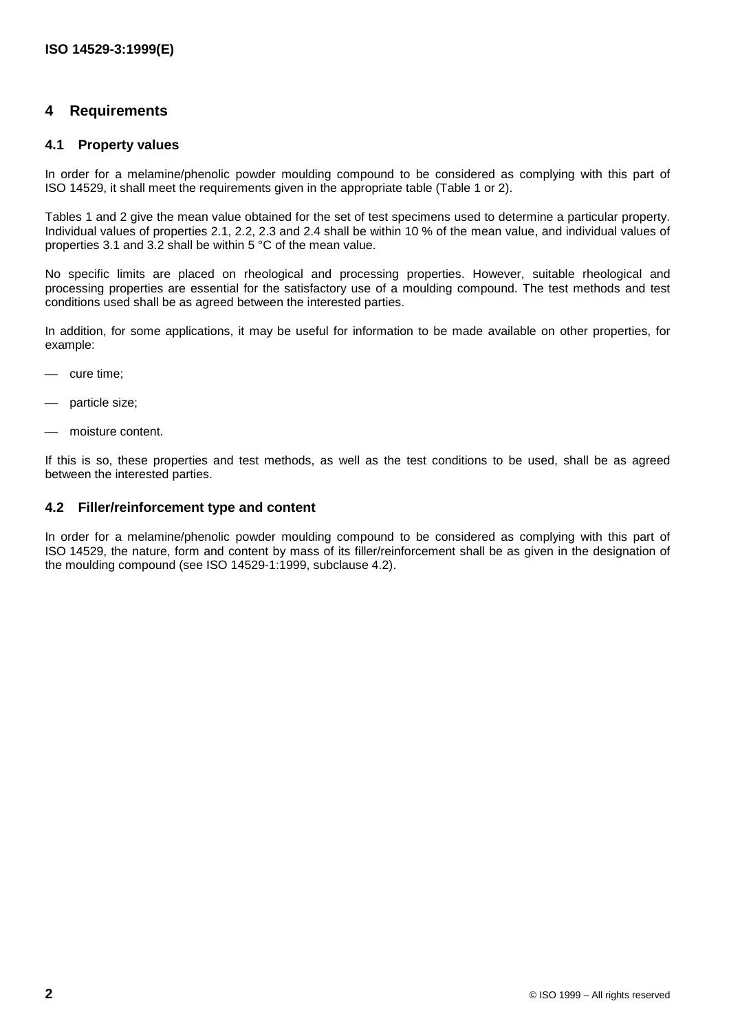## 4 Requirements

### 4.1 Property values

In order for a melamine/phenolic powder moulding compound to be considered as complying with this part of ISO 14529, it shall meet the requirements given in the appropriate table (Table 1 or 2).

Tables 1 and 2 give the mean value obtained for the set of test specimens used to determine a particular property. Individual values of properties 2.1, 2.2, 2.3 and 2.4 shall be within 10 % of the mean value, and individual values of properties 3.1 and 3.2 shall be within 5 °C of the mean value.

No specific limits are placed on rheological and processing properties. However, suitable rheological and processing properties are essential for the satisfactory use of a moulding compound. The test methods and test conditions used shall be as agreed between the interested parties.

In addition, for some applications, it may be useful for information to be made available on other properties, for example:

- cure time;
- particle size;
- moisture content.

If this is so, these properties and test methods, as well as the test conditions to be used, shall be as agreed between the interested parties.

### 4.2 Filler/reinforcement type and content

In order for a melamine/phenolic powder moulding compound to be considered as complying with this part of ISO 14529, the nature, form and content by mass of its filler/reinforcement shall be as given in the designation of the moulding compound (see ISO 14529-1:1999, subclause 4.2).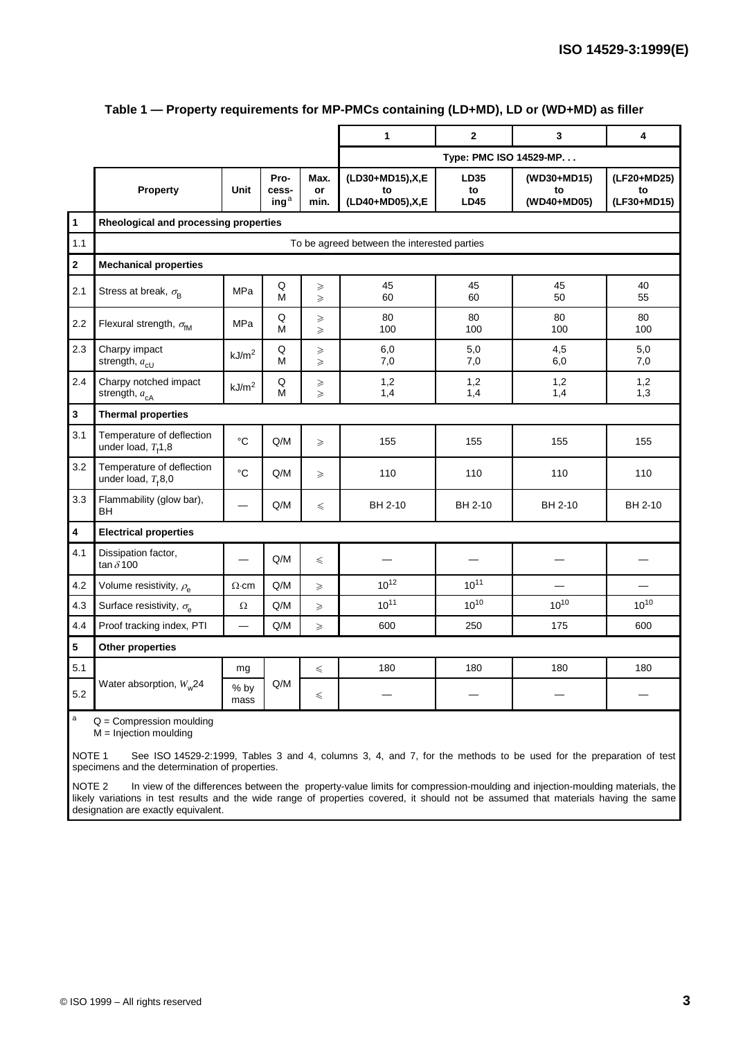**Table 1 — Property requirements for MP-PMCs containing (LD+MD), LD or (WD+MD) as filler**

| | | | | | 1 | 2 | 3 | 4 |
|---|---|---|---|---|---|---|---|---|
| | | | | | Type: PMC ISO 14529-MP. . . | | | |
| | **Property** | **Unit** | **Pro-cess-ing**[a] | **Max. or min.** | **(LD30+MD15),X,E to (LD40+MD05),X,E** | **LD35 to LD45** | **(WD30+MD15) to (WD40+MD05)** | **(LF20+MD25) to (LF30+MD15)** |
| **1** | **Rheological and processing properties** | | | | | | | |
| 1.1 | To be agreed between the interested parties | | | | | | | |
| **2** | **Mechanical properties** | | | | | | | |
| 2.1 | Stress at break, $\sigma_B$ | MPa | Q<br>M | ⩾<br>⩾ | 45<br>60 | 45<br>60 | 45<br>50 | 40<br>55 |
| 2.2 | Flexural strength, $\sigma_{fM}$ | MPa | Q<br>M | ⩾<br>⩾ | 80<br>100 | 80<br>100 | 80<br>100 | 80<br>100 |
| 2.3 | Charpy impact strength, $a_{cU}$ | kJ/m$^2$ | Q<br>M | ⩾<br>⩾ | 6,0<br>7,0 | 5,0<br>7,0 | 4,5<br>6,0 | 5,0<br>7,0 |
| 2.4 | Charpy notched impact strength, $a_{cA}$ | kJ/m$^2$ | Q<br>M | ⩾<br>⩾ | 1,2<br>1,4 | 1,2<br>1,4 | 1,2<br>1,4 | 1,2<br>1,3 |
| **3** | **Thermal properties** | | | | | | | |
| 3.1 | Temperature of deflection under load, $T_f$1,8 | °C | Q/M | ⩾ | 155 | 155 | 155 | 155 |
| 3.2 | Temperature of deflection under load, $T_f$8,0 | °C | Q/M | ⩾ | 110 | 110 | 110 | 110 |
| 3.3 | Flammability (glow bar), BH | — | Q/M | ⩽ | BH 2-10 | BH 2-10 | BH 2-10 | BH 2-10 |
| **4** | **Electrical properties** | | | | | | | |
| 4.1 | Dissipation factor, $\tan\delta$100 | — | Q/M | ⩽ | — | — | — | — |
| 4.2 | Volume resistivity, $\rho_e$ | Ω·cm | Q/M | ⩾ | $10^{12}$ | $10^{11}$ | — | — |
| 4.3 | Surface resistivity, $\sigma_e$ | Ω | Q/M | ⩾ | $10^{11}$ | $10^{10}$ | $10^{10}$ | $10^{10}$ |
| 4.4 | Proof tracking index, PTI | — | Q/M | ⩾ | 600 | 250 | 175 | 600 |
| **5** | **Other properties** | | | | | | | |
| 5.1 | Water absorption, $W_w$24 | mg | Q/M | ⩽ | 180 | 180 | 180 | 180 |
| 5.2 | | % by mass | | ⩽ | — | — | — | — |

[a] Q = Compression moulding
M = Injection moulding

NOTE 1 See ISO 14529-2:1999, Tables 3 and 4, columns 3, 4, and 7, for the methods to be used for the preparation of test specimens and the determination of properties.

NOTE 2 In view of the differences between the property-value limits for compression-moulding and injection-moulding materials, the likely variations in test results and the wide range of properties covered, it should not be assumed that materials having the same designation are exactly equivalent.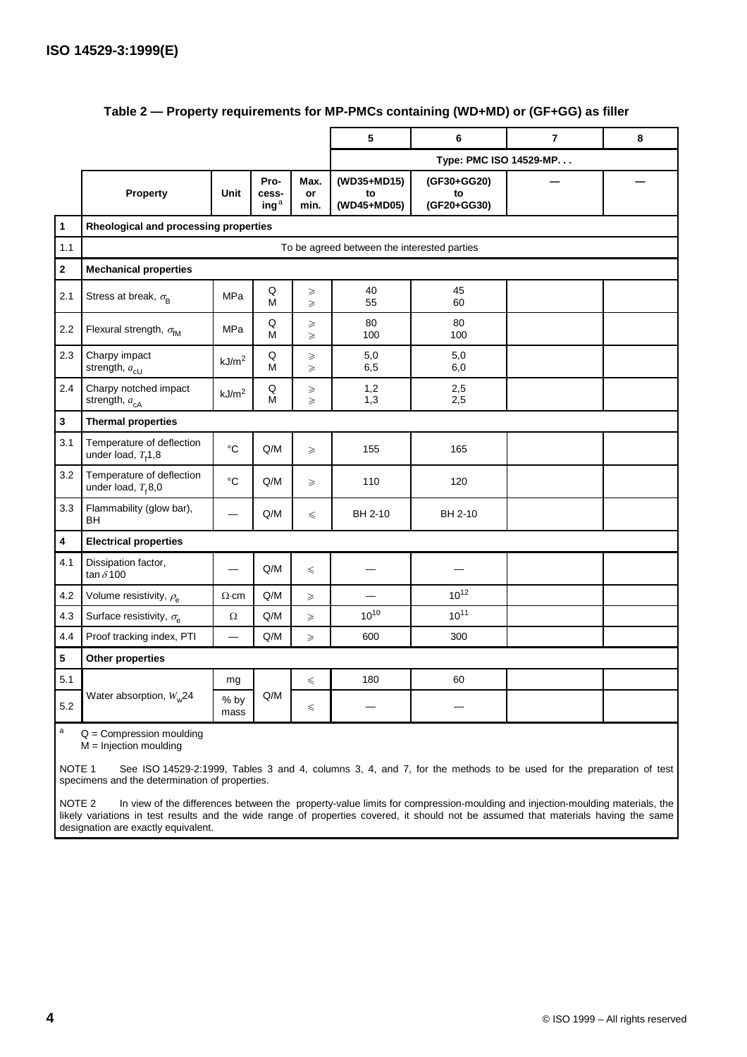## Table 2 — Property requirements for MP-PMCs containing (WD+MD) or (GF+GG) as filler

| | | | | | 5 | 6 | 7 | 8 |
|---|---|---|---|---|---|---|---|---|
| | | | | | Type: PMC ISO 14529-MP. . . | | | |
| | Property | Unit | Processing[a] | Max. or min. | (WD35+MD15) to (WD45+MD05) | (GF30+GG20) to (GF20+GG30) | — | — |
| **1** | **Rheological and processing properties** | | | | | | | |
| 1.1 | To be agreed between the interested parties | | | | | | | |
| **2** | **Mechanical properties** | | | | | | | |
| 2.1 | Stress at break, $\sigma_B$ | MPa | Q<br>M | ⩾<br>⩾ | 40<br>55 | 45<br>60 | | |
| 2.2 | Flexural strength, $\sigma_{fM}$ | MPa | Q<br>M | ⩾<br>⩾ | 80<br>100 | 80<br>100 | | |
| 2.3 | Charpy impact strength, $a_{cU}$ | kJ/m² | Q<br>M | ⩾<br>⩾ | 5,0<br>6,5 | 5,0<br>6,0 | | |
| 2.4 | Charpy notched impact strength, $a_{cA}$ | kJ/m² | Q<br>M | ⩾<br>⩾ | 1,2<br>1,3 | 2,5<br>2,5 | | |
| **3** | **Thermal properties** | | | | | | | |
| 3.1 | Temperature of deflection under load, $T_f$1,8 | °C | Q/M | ⩾ | 155 | 165 | | |
| 3.2 | Temperature of deflection under load, $T_f$8,0 | °C | Q/M | ⩾ | 110 | 120 | | |
| 3.3 | Flammability (glow bar), BH | — | Q/M | ⩽ | BH 2-10 | BH 2-10 | | |
| **4** | **Electrical properties** | | | | | | | |
| 4.1 | Dissipation factor, $\tan\delta 100$ | — | Q/M | ⩽ | — | — | | |
| 4.2 | Volume resistivity, $\rho_e$ | Ω·cm | Q/M | ⩾ | — | $10^{12}$ | | |
| 4.3 | Surface resistivity, $\sigma_e$ | Ω | Q/M | ⩾ | $10^{10}$ | $10^{11}$ | | |
| 4.4 | Proof tracking index, PTI | — | Q/M | ⩾ | 600 | 300 | | |
| **5** | **Other properties** | | | | | | | |
| 5.1 | Water absorption, $W_w$24 | mg | Q/M | ⩽ | 180 | 60 | | |
| 5.2 | | % by mass | | ⩽ | — | — | | |

[a] Q = Compression moulding
M = Injection moulding

NOTE 1 See ISO 14529-2:1999, Tables 3 and 4, columns 3, 4, and 7, for the methods to be used for the preparation of test specimens and the determination of properties.

NOTE 2 In view of the differences between the property-value limits for compression-moulding and injection-moulding materials, the likely variations in test results and the wide range of properties covered, it should not be assumed that materials having the same designation are exactly equivalent.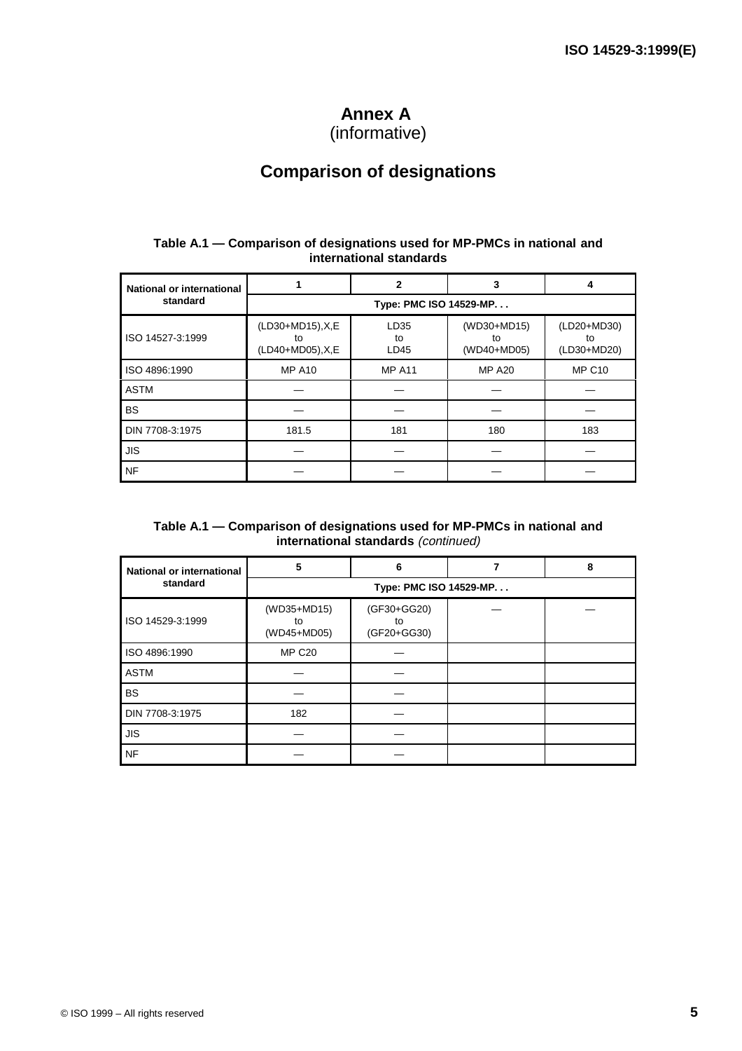# Annex A
(informative)

## Comparison of designations

**Table A.1 — Comparison of designations used for MP-PMCs in national and international standards**

| National or international standard | 1 | 2 | 3 | 4 |
|---|---|---|---|---|
| | Type: PMC ISO 14529-MP. . . | | | |
| ISO 14527-3:1999 | (LD30+MD15),X,E to (LD40+MD05),X,E | LD35 to LD45 | (WD30+MD15) to (WD40+MD05) | (LD20+MD30) to (LD30+MD20) |
| ISO 4896:1990 | MP A10 | MP A11 | MP A20 | MP C10 |
| ASTM | — | — | — | — |
| BS | — | — | — | — |
| DIN 7708-3:1975 | 181.5 | 181 | 180 | 183 |
| JIS | — | — | — | — |
| NF | — | — | — | — |

**Table A.1 — Comparison of designations used for MP-PMCs in national and international standards** *(continued)*

| National or international standard | 5 | 6 | 7 | 8 |
|---|---|---|---|---|
| | Type: PMC ISO 14529-MP. . . | | | |
| ISO 14529-3:1999 | (WD35+MD15) to (WD45+MD05) | (GF30+GG20) to (GF20+GG30) | — | — |
| ISO 4896:1990 | MP C20 | — | | |
| ASTM | — | — | | |
| BS | — | — | | |
| DIN 7708-3:1975 | 182 | — | | |
| JIS | — | — | | |
| NF | — | — | | |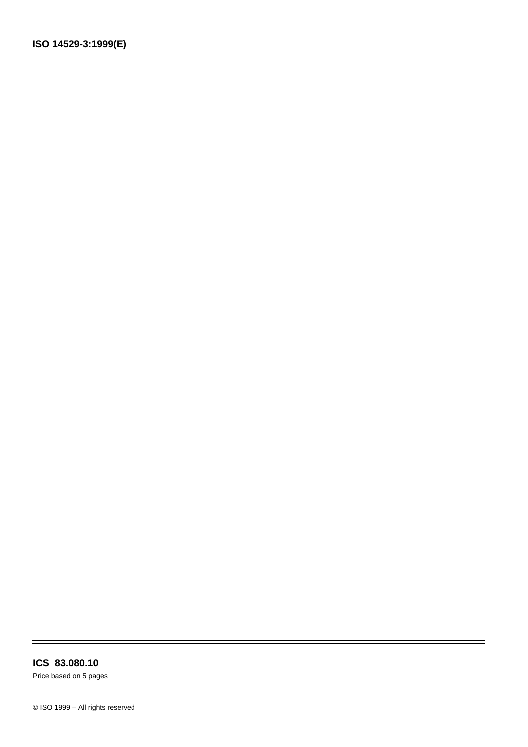**ICS 83.080.10**

Price based on 5 pages

© ISO 1999 – All rights reserved